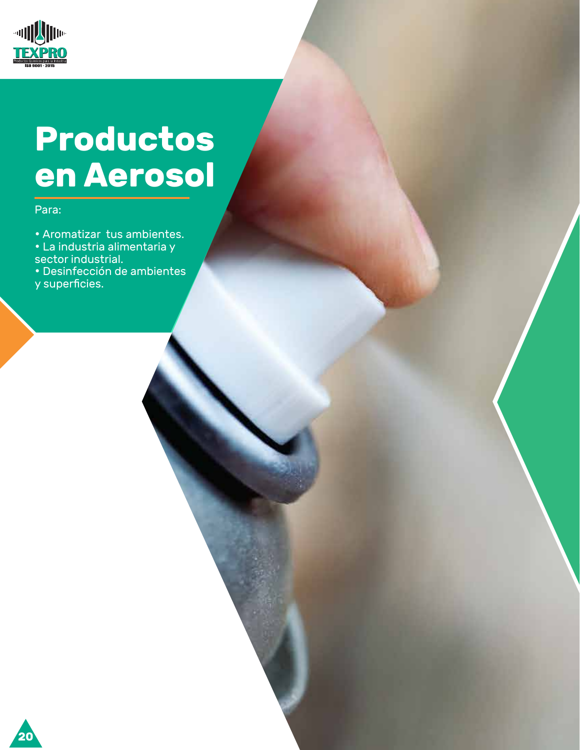TEXPRO

Productos Químicos para la Industria

ISO 9001 - 2015

# Productos en Aerosol

Para:

- Aromatizar tus ambientes.
- La industria alimentaria y sector industrial.
- Desinfección de ambientes y superficies.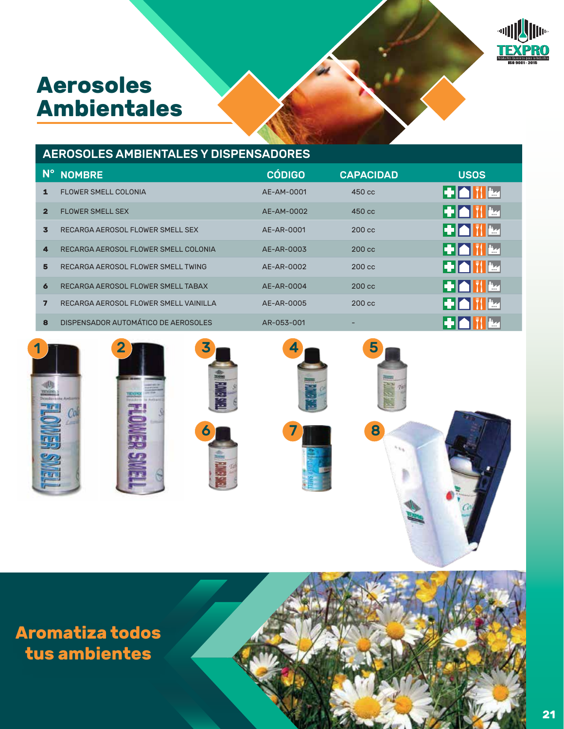# Aerosoles Ambientales

## AEROSOLES AMBIENTALES Y DISPENSADORES

| N° | NOMBRE | CÓDIGO | CAPACIDAD | USOS |
|---|---|---|---|---|
| 1 | FLOWER SMELL COLONIA | AE-AM-0001 | 450 cc | |
| 2 | FLOWER SMELL SEX | AE-AM-0002 | 450 cc | |
| 3 | RECARGA AEROSOL FLOWER SMELL SEX | AE-AR-0001 | 200 cc | |
| 4 | RECARGA AEROSOL FLOWER SMELL COLONIA | AE-AR-0003 | 200 cc | |
| 5 | RECARGA AEROSOL FLOWER SMELL TWING | AE-AR-0002 | 200 cc | |
| 6 | RECARGA AEROSOL FLOWER SMELL TABAX | AE-AR-0004 | 200 cc | |
| 7 | RECARGA AEROSOL FLOWER SMELL VAINILLA | AE-AR-0005 | 200 cc | |
| 8 | DISPENSADOR AUTOMÁTICO DE AEROSOLES | AR-053-001 | - | |

**Aromatiza todos tus ambientes**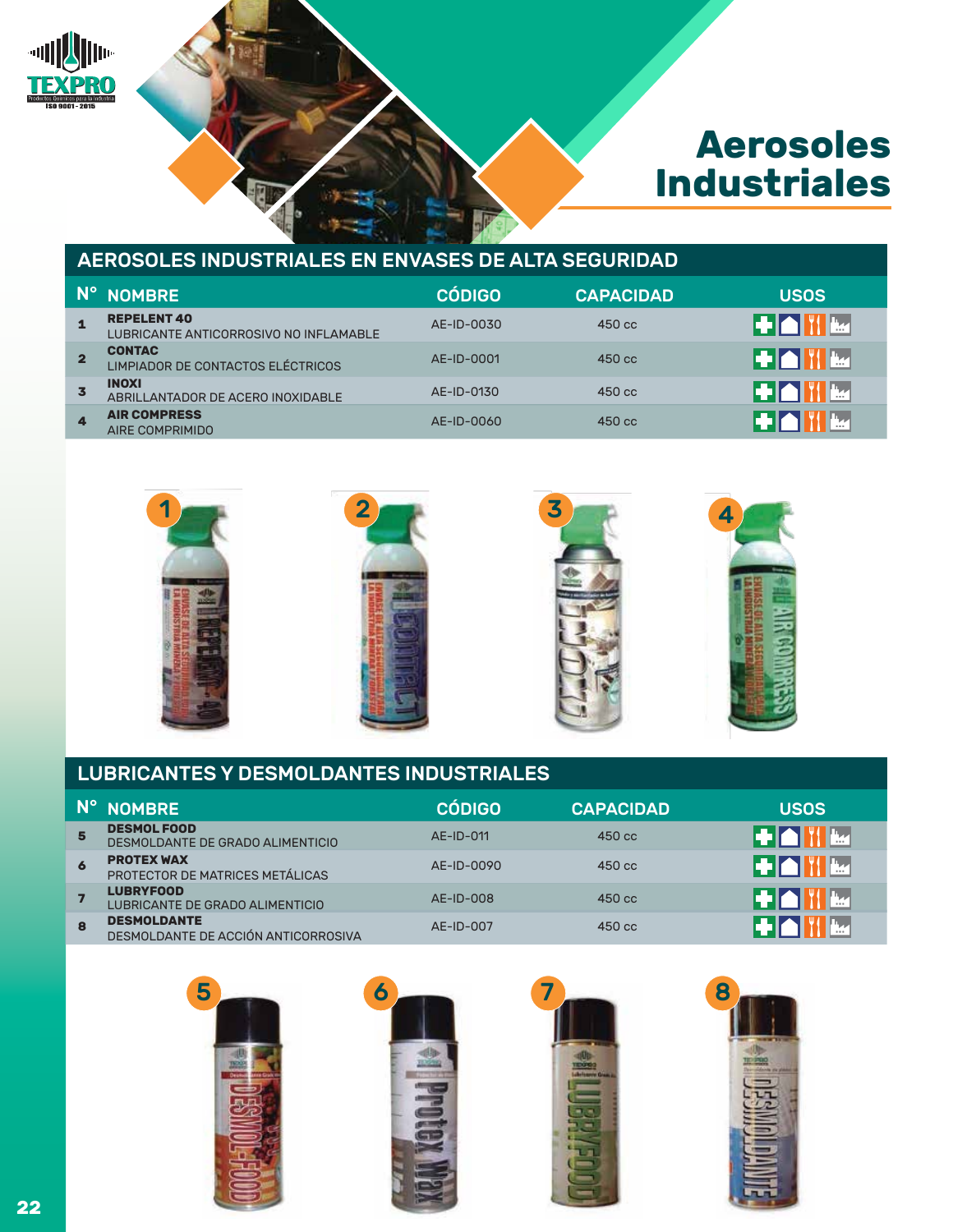# Aerosoles Industriales

## AEROSOLES INDUSTRIALES EN ENVASES DE ALTA SEGURIDAD

| N° | NOMBRE | CÓDIGO | CAPACIDAD | USOS |
|---|---|---|---|---|
| 1 | **REPELENT 40** LUBRICANTE ANTICORROSIVO NO INFLAMABLE | AE-ID-0030 | 450 cc | |
| 2 | **CONTAC** LIMPIADOR DE CONTACTOS ELÉCTRICOS | AE-ID-0001 | 450 cc | |
| 3 | **INOXI** ABRILLANTADOR DE ACERO INOXIDABLE | AE-ID-0130 | 450 cc | |
| 4 | **AIR COMPRESS** AIRE COMPRIMIDO | AE-ID-0060 | 450 cc | |

## LUBRICANTES Y DESMOLDANTES INDUSTRIALES

| N° | NOMBRE | CÓDIGO | CAPACIDAD | USOS |
|---|---|---|---|---|
| 5 | **DESMOL FOOD** DESMOLDANTE DE GRADO ALIMENTICIO | AE-ID-011 | 450 cc | |
| 6 | **PROTEX WAX** PROTECTOR DE MATRICES METÁLICAS | AE-ID-0090 | 450 cc | |
| 7 | **LUBRYFOOD** LUBRICANTE DE GRADO ALIMENTICIO | AE-ID-008 | 450 cc | |
| 8 | **DESMOLDANTE** DESMOLDANTE DE ACCIÓN ANTICORROSIVA | AE-ID-007 | 450 cc | |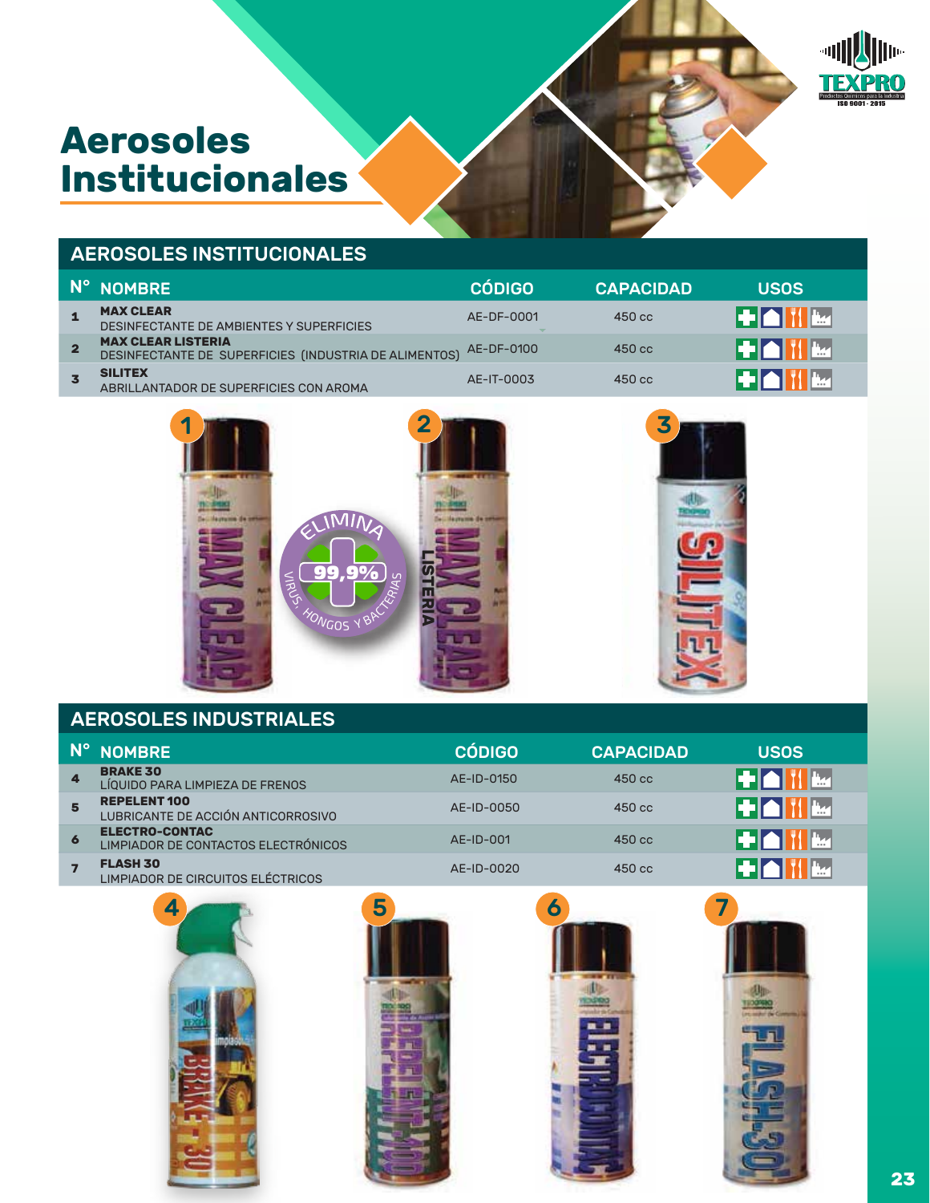# Aerosoles Institucionales

## AEROSOLES INSTITUCIONALES

| N° | NOMBRE | CÓDIGO | CAPACIDAD | USOS |
|---|---|---|---|---|
| 1 | **MAX CLEAR** DESINFECTANTE DE AMBIENTES Y SUPERFICIES | AE-DF-0001 | 450 cc | |
| 2 | **MAX CLEAR LISTERIA** DESINFECTANTE DE SUPERFICIES (INDUSTRIA DE ALIMENTOS) | AE-DF-0100 | 450 cc | |
| 3 | **SILITEX** ABRILLANTADOR DE SUPERFICIES CON AROMA | AE-IT-0003 | 450 cc | |

ELIMINA 99,9% VIRUS, HONGOS Y BACTERIAS

## AEROSOLES INDUSTRIALES

| N° | NOMBRE | CÓDIGO | CAPACIDAD | USOS |
|---|---|---|---|---|
| 4 | **BRAKE 30** LÍQUIDO PARA LIMPIEZA DE FRENOS | AE-ID-0150 | 450 cc | |
| 5 | **REPELENT 100** LUBRICANTE DE ACCIÓN ANTICORROSIVO | AE-ID-0050 | 450 cc | |
| 6 | **ELECTRO-CONTAC** LIMPIADOR DE CONTACTOS ELECTRÓNICOS | AE-ID-001 | 450 cc | |
| 7 | **FLASH 30** LIMPIADOR DE CIRCUITOS ELÉCTRICOS | AE-ID-0020 | 450 cc | |